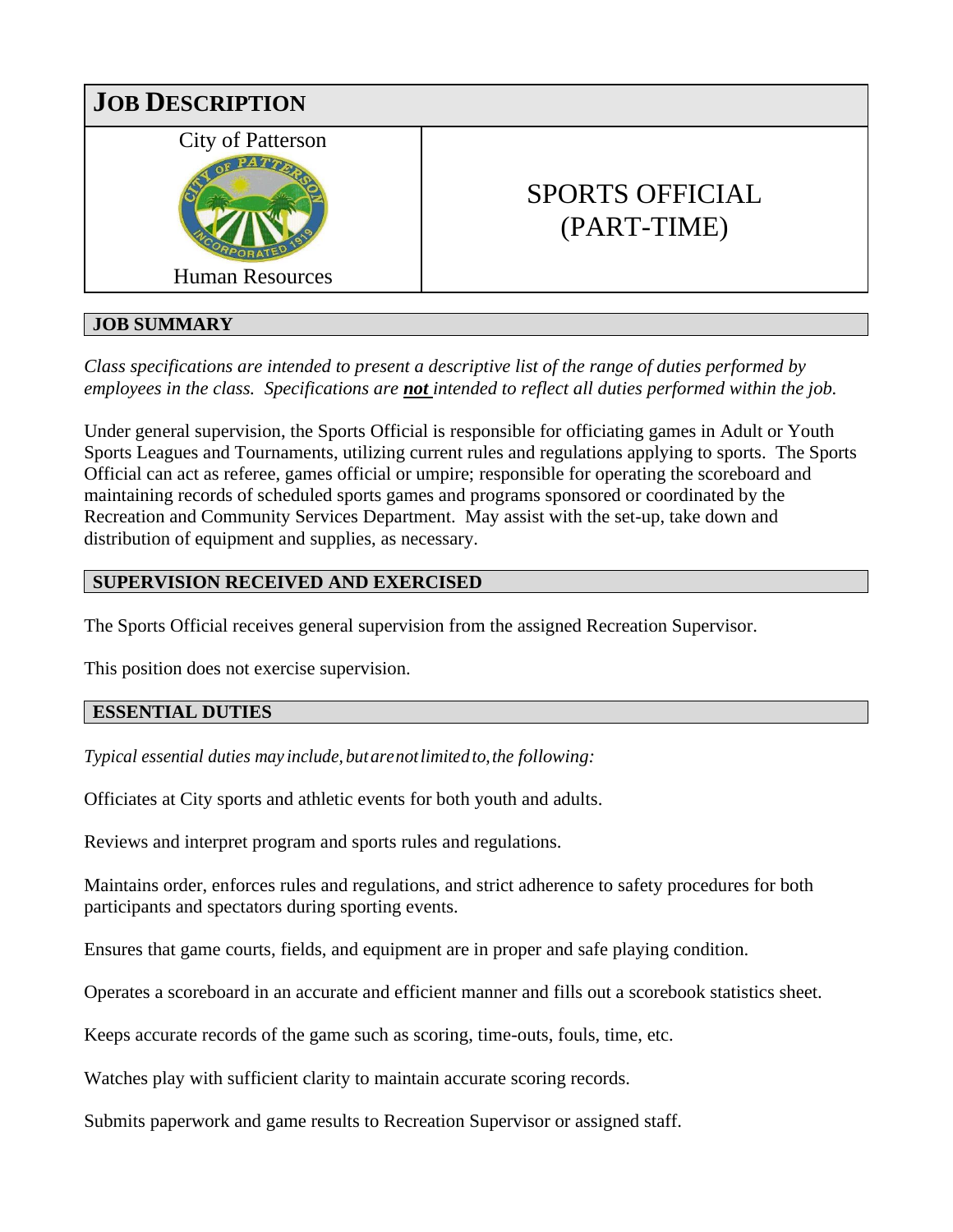# JOB DESCRIPTION

City of Patterson

Human Resources

## SPORTS OFFICIAL (PART-TIME)

## JOB SUMMARY

*Class specifications are intended to present a descriptive list of the range of duties performed by employees in the class. Specifications are **not** intended to reflect all duties performed within the job.*

Under general supervision, the Sports Official is responsible for officiating games in Adult or Youth Sports Leagues and Tournaments, utilizing current rules and regulations applying to sports. The Sports Official can act as referee, games official or umpire; responsible for operating the scoreboard and maintaining records of scheduled sports games and programs sponsored or coordinated by the Recreation and Community Services Department. May assist with the set-up, take down and distribution of equipment and supplies, as necessary.

## SUPERVISION RECEIVED AND EXERCISED

The Sports Official receives general supervision from the assigned Recreation Supervisor.

This position does not exercise supervision.

## ESSENTIAL DUTIES

*Typical essential duties may include, but are not limited to, the following:*

Officiates at City sports and athletic events for both youth and adults.

Reviews and interpret program and sports rules and regulations.

Maintains order, enforces rules and regulations, and strict adherence to safety procedures for both participants and spectators during sporting events.

Ensures that game courts, fields, and equipment are in proper and safe playing condition.

Operates a scoreboard in an accurate and efficient manner and fills out a scorebook statistics sheet.

Keeps accurate records of the game such as scoring, time-outs, fouls, time, etc.

Watches play with sufficient clarity to maintain accurate scoring records.

Submits paperwork and game results to Recreation Supervisor or assigned staff.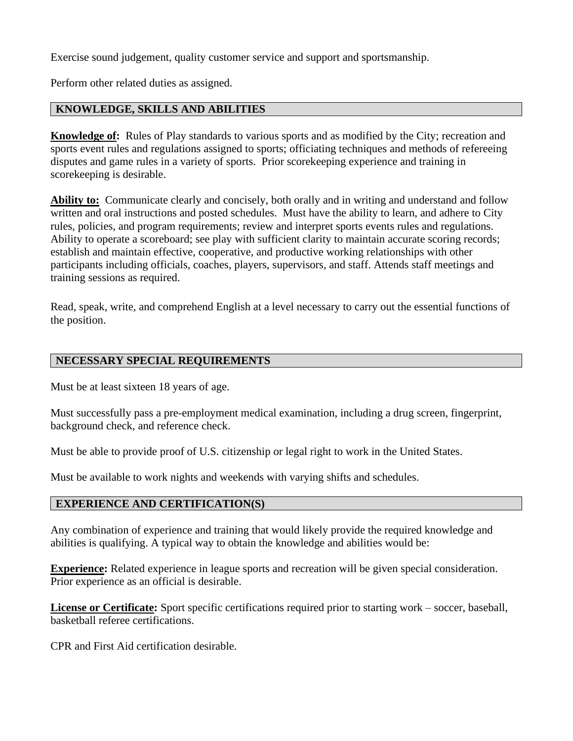Exercise sound judgement, quality customer service and support and sportsmanship.

Perform other related duties as assigned.

## KNOWLEDGE, SKILLS AND ABILITIES

**Knowledge of:** Rules of Play standards to various sports and as modified by the City; recreation and sports event rules and regulations assigned to sports; officiating techniques and methods of refereeing disputes and game rules in a variety of sports. Prior scorekeeping experience and training in scorekeeping is desirable.

**Ability to:** Communicate clearly and concisely, both orally and in writing and understand and follow written and oral instructions and posted schedules. Must have the ability to learn, and adhere to City rules, policies, and program requirements; review and interpret sports events rules and regulations. Ability to operate a scoreboard; see play with sufficient clarity to maintain accurate scoring records; establish and maintain effective, cooperative, and productive working relationships with other participants including officials, coaches, players, supervisors, and staff. Attends staff meetings and training sessions as required.

Read, speak, write, and comprehend English at a level necessary to carry out the essential functions of the position.

## NECESSARY SPECIAL REQUIREMENTS

Must be at least sixteen 18 years of age.

Must successfully pass a pre-employment medical examination, including a drug screen, fingerprint, background check, and reference check.

Must be able to provide proof of U.S. citizenship or legal right to work in the United States.

Must be available to work nights and weekends with varying shifts and schedules.

## EXPERIENCE AND CERTIFICATION(S)

Any combination of experience and training that would likely provide the required knowledge and abilities is qualifying. A typical way to obtain the knowledge and abilities would be:

**Experience:** Related experience in league sports and recreation will be given special consideration. Prior experience as an official is desirable.

**License or Certificate:** Sport specific certifications required prior to starting work – soccer, baseball, basketball referee certifications.

CPR and First Aid certification desirable.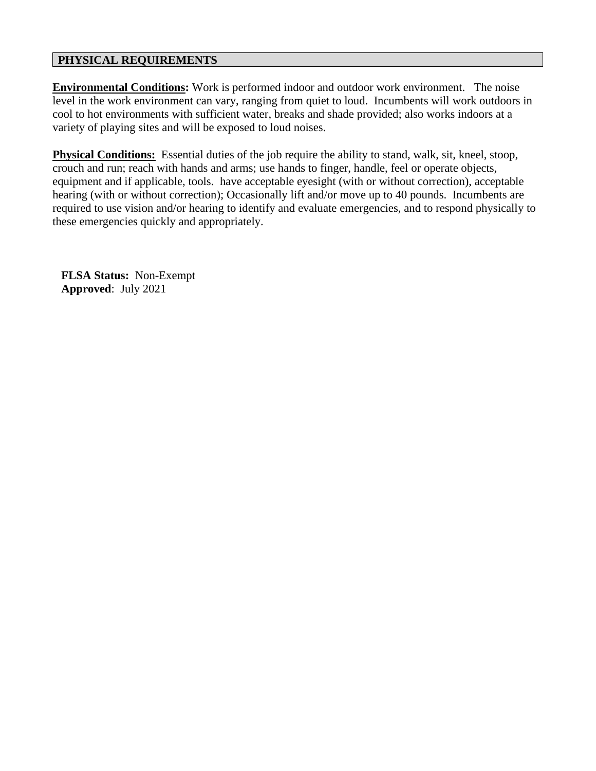## PHYSICAL REQUIREMENTS

**Environmental Conditions:** Work is performed indoor and outdoor work environment. The noise level in the work environment can vary, ranging from quiet to loud. Incumbents will work outdoors in cool to hot environments with sufficient water, breaks and shade provided; also works indoors at a variety of playing sites and will be exposed to loud noises.

**Physical Conditions:** Essential duties of the job require the ability to stand, walk, sit, kneel, stoop, crouch and run; reach with hands and arms; use hands to finger, handle, feel or operate objects, equipment and if applicable, tools. have acceptable eyesight (with or without correction), acceptable hearing (with or without correction); Occasionally lift and/or move up to 40 pounds. Incumbents are required to use vision and/or hearing to identify and evaluate emergencies, and to respond physically to these emergencies quickly and appropriately.

**FLSA Status:** Non-Exempt
**Approved**: July 2021